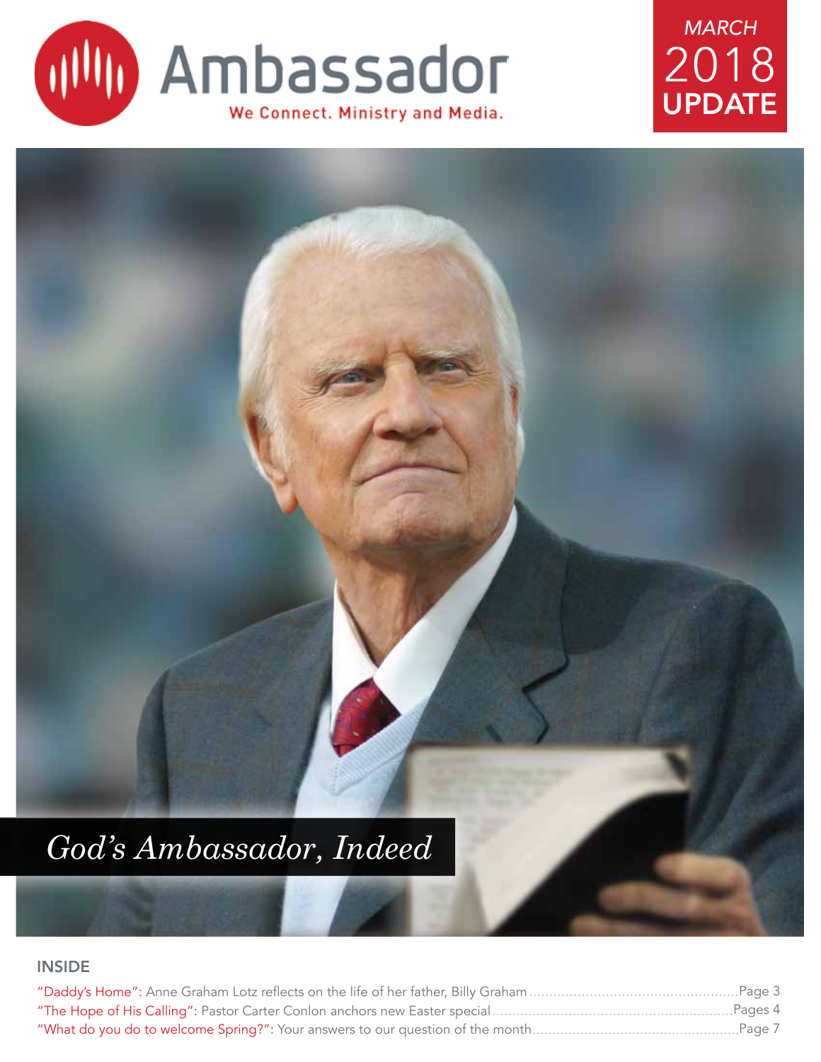# Ambassador

We Connect. Ministry and Media.

*MARCH* 2018 **UPDATE**

*God's Ambassador, Indeed*

## INSIDE

"Daddy's Home": Anne Graham Lotz reflects on the life of her father, Billy Graham ........ Page 3

"The Hope of His Calling": Pastor Carter Conlon anchors new Easter special ........ Pages 4

"What do you do to welcome Spring?": Your answers to our question of the month ........ Page 7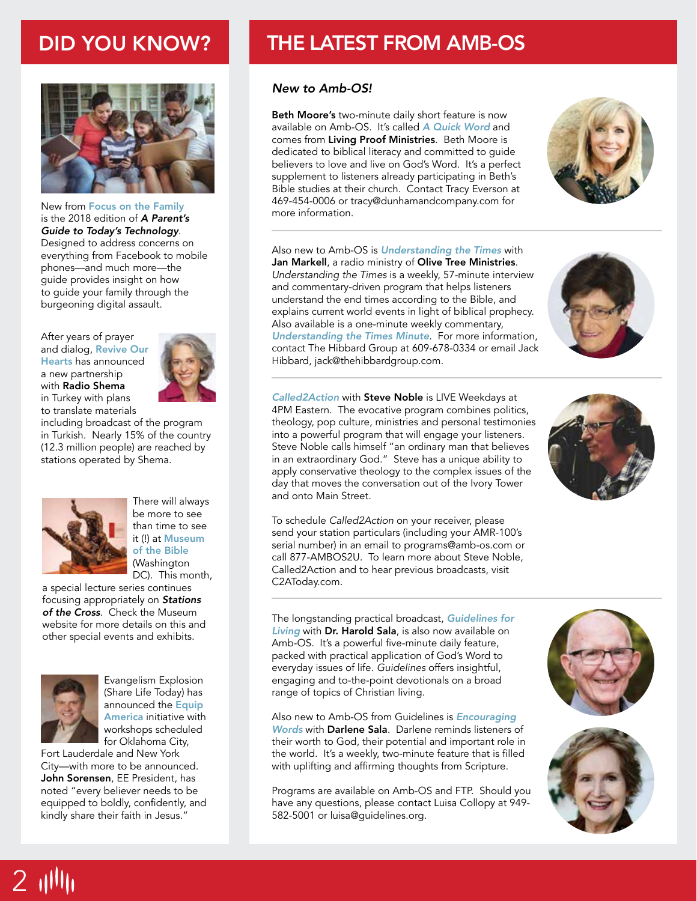## DID YOU KNOW?

New from **Focus on the Family** is the 2018 edition of ***A Parent's Guide to Today's Technology***. Designed to address concerns on everything from Facebook to mobile phones—and much more—the guide provides insight on how to guide your family through the burgeoning digital assault.

After years of prayer and dialog, **Revive Our Hearts** has announced a new partnership with **Radio Shema** in Turkey with plans to translate materials including broadcast of the program in Turkish. Nearly 15% of the country (12.3 million people) are reached by stations operated by Shema.

There will always be more to see than time to see it (!) at **Museum of the Bible** (Washington DC). This month, a special lecture series continues focusing appropriately on ***Stations of the Cross***. Check the Museum website for more details on this and other special events and exhibits.

Evangelism Explosion (Share Life Today) has announced the **Equip America** initiative with workshops scheduled for Oklahoma City, Fort Lauderdale and New York City—with more to be announced. **John Sorensen**, EE President, has noted "every believer needs to be equipped to boldly, confidently, and kindly share their faith in Jesus."

## THE LATEST FROM AMB-OS

### *New to Amb-OS!*

**Beth Moore's** two-minute daily short feature is now available on Amb-OS. It's called ***A Quick Word*** and comes from **Living Proof Ministries**. Beth Moore is dedicated to biblical literacy and committed to guide believers to love and live on God's Word. It's a perfect supplement to listeners already participating in Beth's Bible studies at their church. Contact Tracy Everson at 469-454-0006 or tracy@dunhamandcompany.com for more information.

Also new to Amb-OS is ***Understanding the Times*** with **Jan Markell**, a radio ministry of **Olive Tree Ministries**. *Understanding the Times* is a weekly, 57-minute interview and commentary-driven program that helps listeners understand the end times according to the Bible, and explains current world events in light of biblical prophecy. Also available is a one-minute weekly commentary, ***Understanding the Times Minute***. For more information, contact The Hibbard Group at 609-678-0334 or email Jack Hibbard, jack@thehibbardgroup.com.

***Called2Action*** with **Steve Noble** is LIVE Weekdays at 4PM Eastern. The evocative program combines politics, theology, pop culture, ministries and personal testimonies into a powerful program that will engage your listeners. Steve Noble calls himself "an ordinary man that believes in an extraordinary God." Steve has a unique ability to apply conservative theology to the complex issues of the day that moves the conversation out of the Ivory Tower and onto Main Street.

To schedule *Called2Action* on your receiver, please send your station particulars (including your AMR-100's serial number) in an email to programs@amb-os.com or call 877-AMBOS2U. To learn more about Steve Noble, Called2Action and to hear previous broadcasts, visit C2AToday.com.

The longstanding practical broadcast, ***Guidelines for Living*** with **Dr. Harold Sala**, is also now available on Amb-OS. It's a powerful five-minute daily feature, packed with practical application of God's Word to everyday issues of life. *Guidelines* offers insightful, engaging and to-the-point devotionals on a broad range of topics of Christian living.

Also new to Amb-OS from Guidelines is ***Encouraging Words*** with **Darlene Sala**. Darlene reminds listeners of their worth to God, their potential and important role in the world. It's a weekly, two-minute feature that is filled with uplifting and affirming thoughts from Scripture.

Programs are available on Amb-OS and FTP. Should you have any questions, please contact Luisa Collopy at 949-582-5001 or luisa@guidelines.org.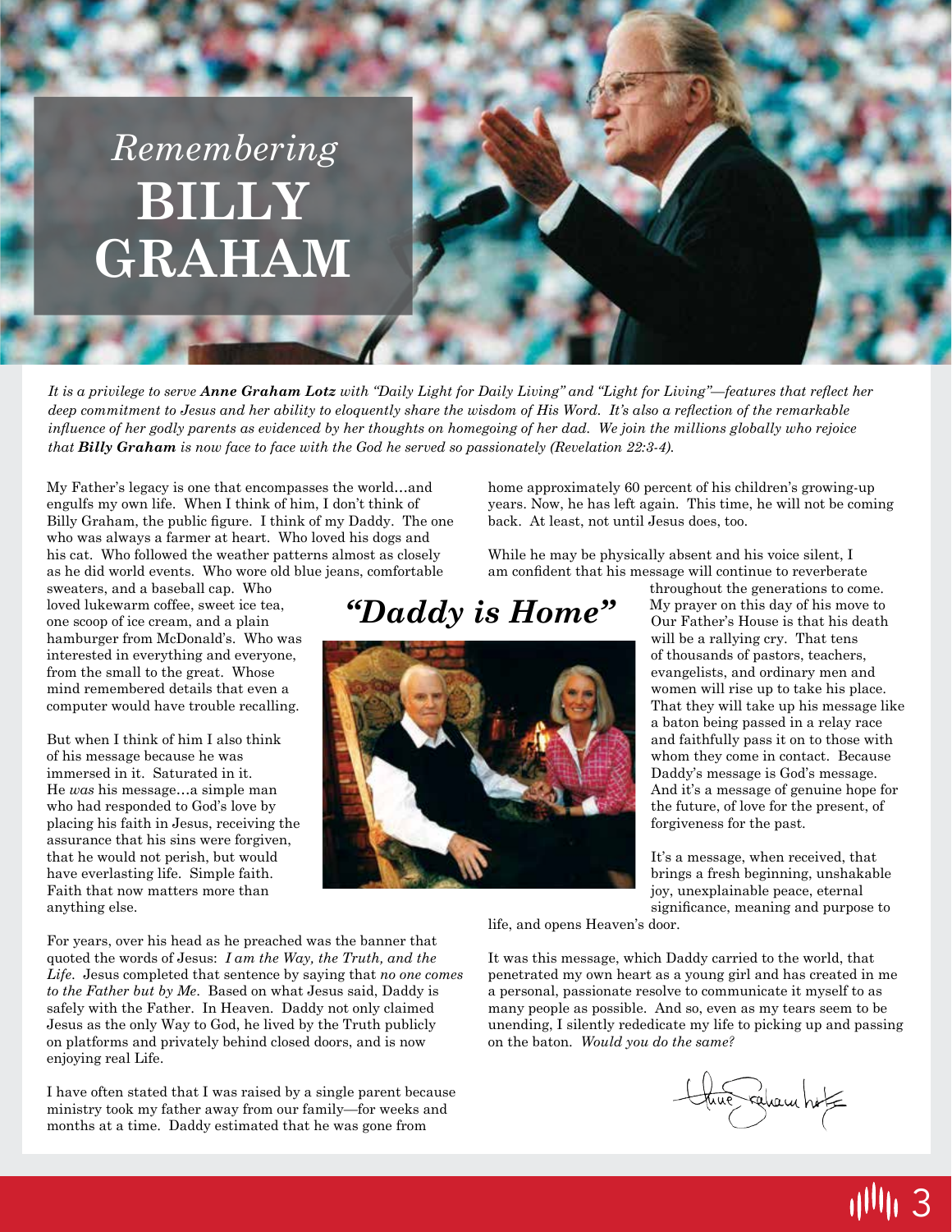# *Remembering* BILLY GRAHAM

*It is a privilege to serve **Anne Graham Lotz** with "Daily Light for Daily Living" and "Light for Living"—features that reflect her deep commitment to Jesus and her ability to eloquently share the wisdom of His Word. It's also a reflection of the remarkable influence of her godly parents as evidenced by her thoughts on homegoing of her dad. We join the millions globally who rejoice that **Billy Graham** is now face to face with the God he served so passionately (Revelation 22:3-4).*

## *"Daddy is Home"*

My Father's legacy is one that encompasses the world…and engulfs my own life. When I think of him, I don't think of Billy Graham, the public figure. I think of my Daddy. The one who was always a farmer at heart. Who loved his dogs and his cat. Who followed the weather patterns almost as closely as he did world events. Who wore old blue jeans, comfortable sweaters, and a baseball cap. Who loved lukewarm coffee, sweet ice tea, one scoop of ice cream, and a plain hamburger from McDonald's. Who was interested in everything and everyone, from the small to the great. Whose mind remembered details that even a computer would have trouble recalling.

But when I think of him I also think of his message because he was immersed in it. Saturated in it. He *was* his message…a simple man who had responded to God's love by placing his faith in Jesus, receiving the assurance that his sins were forgiven, that he would not perish, but would have everlasting life. Simple faith. Faith that now matters more than anything else.

For years, over his head as he preached was the banner that quoted the words of Jesus: *I am the Way, the Truth, and the Life*. Jesus completed that sentence by saying that *no one comes to the Father but by Me*. Based on what Jesus said, Daddy is safely with the Father. In Heaven. Daddy not only claimed Jesus as the only Way to God, he lived by the Truth publicly on platforms and privately behind closed doors, and is now enjoying real Life.

I have often stated that I was raised by a single parent because ministry took my father away from our family—for weeks and months at a time. Daddy estimated that he was gone from home approximately 60 percent of his children's growing-up years. Now, he has left again. This time, he will not be coming back. At least, not until Jesus does, too.

While he may be physically absent and his voice silent, I am confident that his message will continue to reverberate throughout the generations to come. My prayer on this day of his move to Our Father's House is that his death will be a rallying cry. That tens of thousands of pastors, teachers, evangelists, and ordinary men and women will rise up to take his place. That they will take up his message like a baton being passed in a relay race and faithfully pass it on to those with whom they come in contact. Because Daddy's message is God's message. And it's a message of genuine hope for the future, of love for the present, of forgiveness for the past.

It's a message, when received, that brings a fresh beginning, unshakable joy, unexplainable peace, eternal significance, meaning and purpose to life, and opens Heaven's door.

It was this message, which Daddy carried to the world, that penetrated my own heart as a young girl and has created in me a personal, passionate resolve to communicate it myself to as many people as possible. And so, even as my tears seem to be unending, I silently rededicate my life to picking up and passing on the baton. *Would you do the same?*

Anne Graham Lotz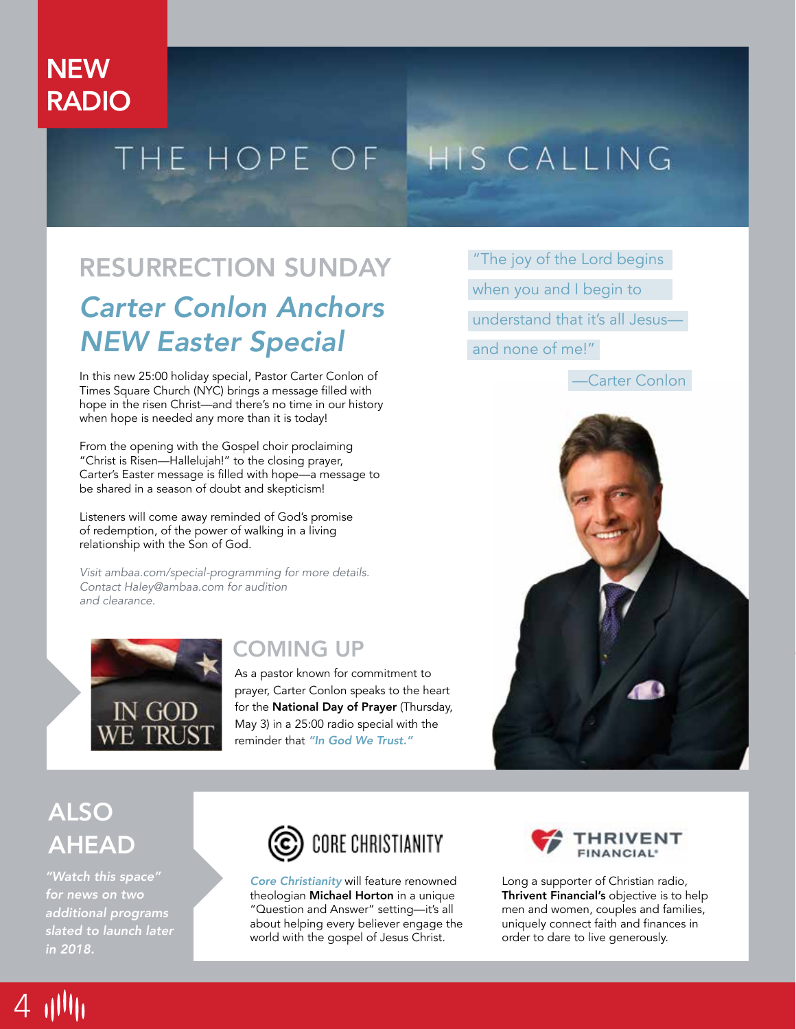NEW RADIO

# THE HOPE OF HIS CALLING

## RESURRECTION SUNDAY

### *Carter Conlon Anchors NEW Easter Special*

In this new 25:00 holiday special, Pastor Carter Conlon of Times Square Church (NYC) brings a message filled with hope in the risen Christ—and there's no time in our history when hope is needed any more than it is today!

From the opening with the Gospel choir proclaiming "Christ is Risen—Hallelujah!" to the closing prayer, Carter's Easter message is filled with hope—a message to be shared in a season of doubt and skepticism!

Listeners will come away reminded of God's promise of redemption, of the power of walking in a living relationship with the Son of God.

*Visit ambaa.com/special-programming for more details. Contact Haley@ambaa.com for audition and clearance.*

> "The joy of the Lord begins when you and I begin to understand that it's all Jesus—and none of me!"
>
> —Carter Conlon

IN GOD WE TRUST

## COMING UP

As a pastor known for commitment to prayer, Carter Conlon speaks to the heart for the **National Day of Prayer** (Thursday, May 3) in a 25:00 radio special with the reminder that *"In God We Trust."*

## ALSO AHEAD

*"Watch this space" for news on two additional programs slated to launch later in 2018.*

CORE CHRISTIANITY

*Core Christianity* will feature renowned theologian **Michael Horton** in a unique "Question and Answer" setting—it's all about helping every believer engage the world with the gospel of Jesus Christ.

THRIVENT FINANCIAL®

Long a supporter of Christian radio, **Thrivent Financial's** objective is to help men and women, couples and families, uniquely connect faith and finances in order to dare to live generously.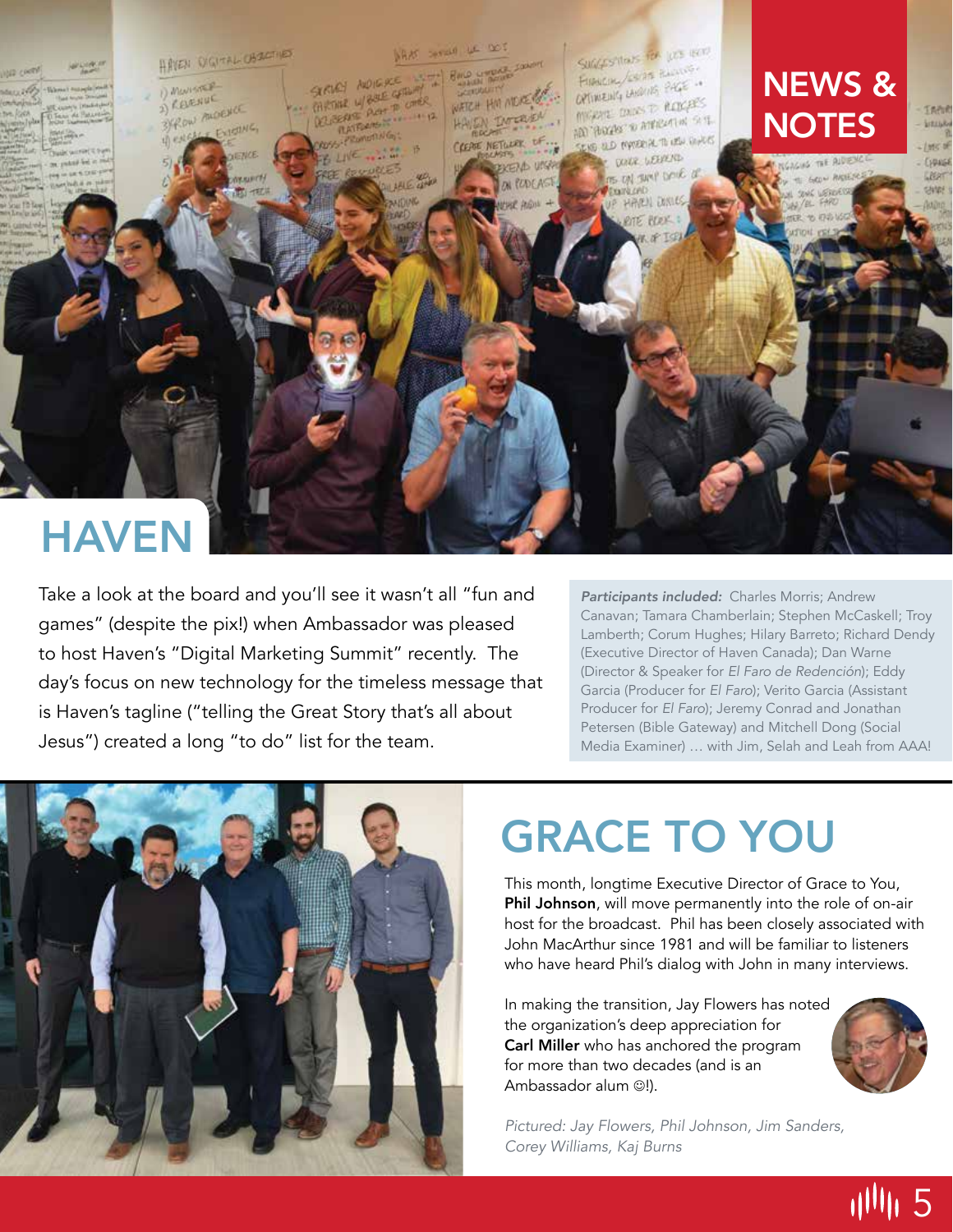# NEWS & NOTES

## HAVEN

Take a look at the board and you'll see it wasn't all "fun and games" (despite the pix!) when Ambassador was pleased to host Haven's "Digital Marketing Summit" recently. The day's focus on new technology for the timeless message that is Haven's tagline ("telling the Great Story that's all about Jesus") created a long "to do" list for the team.

***Participants included:*** Charles Morris; Andrew Canavan; Tamara Chamberlain; Stephen McCaskell; Troy Lamberth; Corum Hughes; Hilary Barreto; Richard Dendy (Executive Director of Haven Canada); Dan Warne (Director & Speaker for *El Faro de Redención*); Eddy Garcia (Producer for *El Faro*); Verito Garcia (Assistant Producer for *El Faro*); Jeremy Conrad and Jonathan Petersen (Bible Gateway) and Mitchell Dong (Social Media Examiner) … with Jim, Selah and Leah from AAA!

## GRACE TO YOU

This month, longtime Executive Director of Grace to You, **Phil Johnson**, will move permanently into the role of on-air host for the broadcast. Phil has been closely associated with John MacArthur since 1981 and will be familiar to listeners who have heard Phil's dialog with John in many interviews.

In making the transition, Jay Flowers has noted the organization's deep appreciation for **Carl Miller** who has anchored the program for more than two decades (and is an Ambassador alum ☺!).

*Pictured: Jay Flowers, Phil Johnson, Jim Sanders, Corey Williams, Kaj Burns*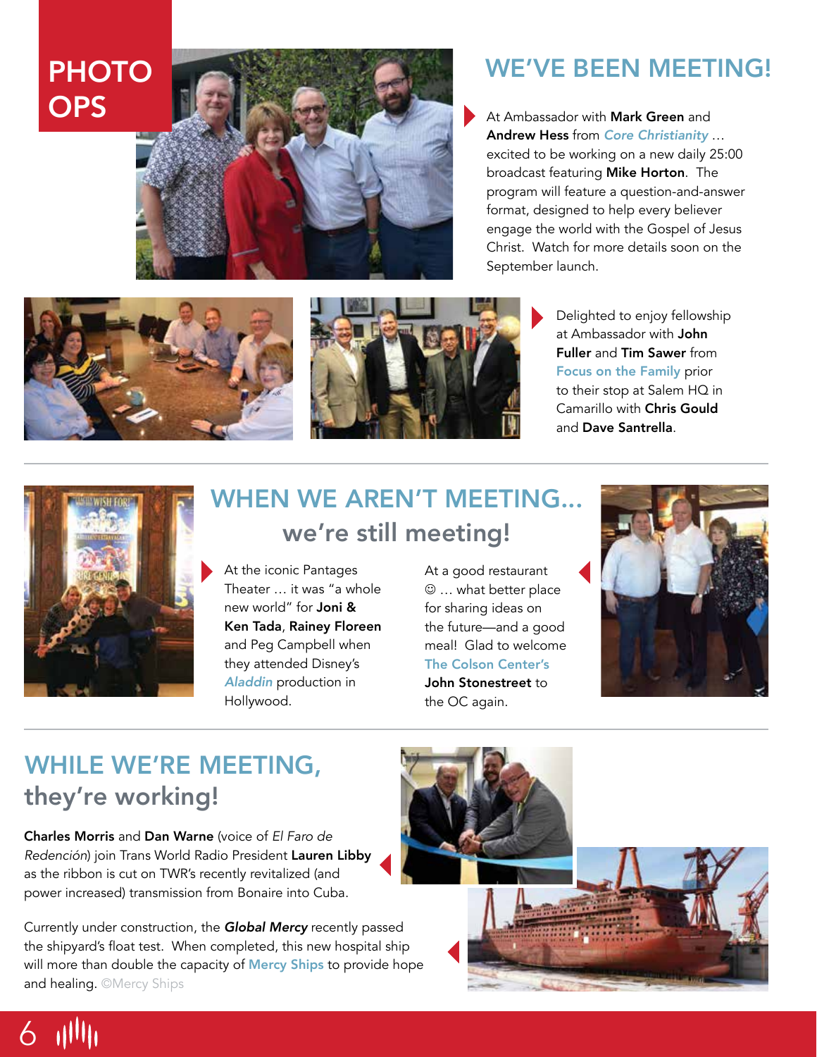# PHOTO OPS

## WE'VE BEEN MEETING!

At Ambassador with **Mark Green** and **Andrew Hess** from ***Core Christianity*** … excited to be working on a new daily 25:00 broadcast featuring **Mike Horton**. The program will feature a question-and-answer format, designed to help every believer engage the world with the Gospel of Jesus Christ. Watch for more details soon on the September launch.

Delighted to enjoy fellowship at Ambassador with **John Fuller** and **Tim Sawer** from **Focus on the Family** prior to their stop at Salem HQ in Camarillo with **Chris Gould** and **Dave Santrella**.

## WHEN WE AREN'T MEETING… we're still meeting!

At the iconic Pantages Theater … it was "a whole new world" for **Joni & Ken Tada**, **Rainey Floreen** and Peg Campbell when they attended Disney's ***Aladdin*** production in Hollywood.

At a good restaurant ☺ … what better place for sharing ideas on the future—and a good meal! Glad to welcome **The Colson Center's John Stonestreet** to the OC again.

## WHILE WE'RE MEETING, they're working!

**Charles Morris** and **Dan Warne** (voice of *El Faro de Redención*) join Trans World Radio President **Lauren Libby** as the ribbon is cut on TWR's recently revitalized (and power increased) transmission from Bonaire into Cuba.

Currently under construction, the ***Global Mercy*** recently passed the shipyard's float test. When completed, this new hospital ship will more than double the capacity of **Mercy Ships** to provide hope and healing. ©Mercy Ships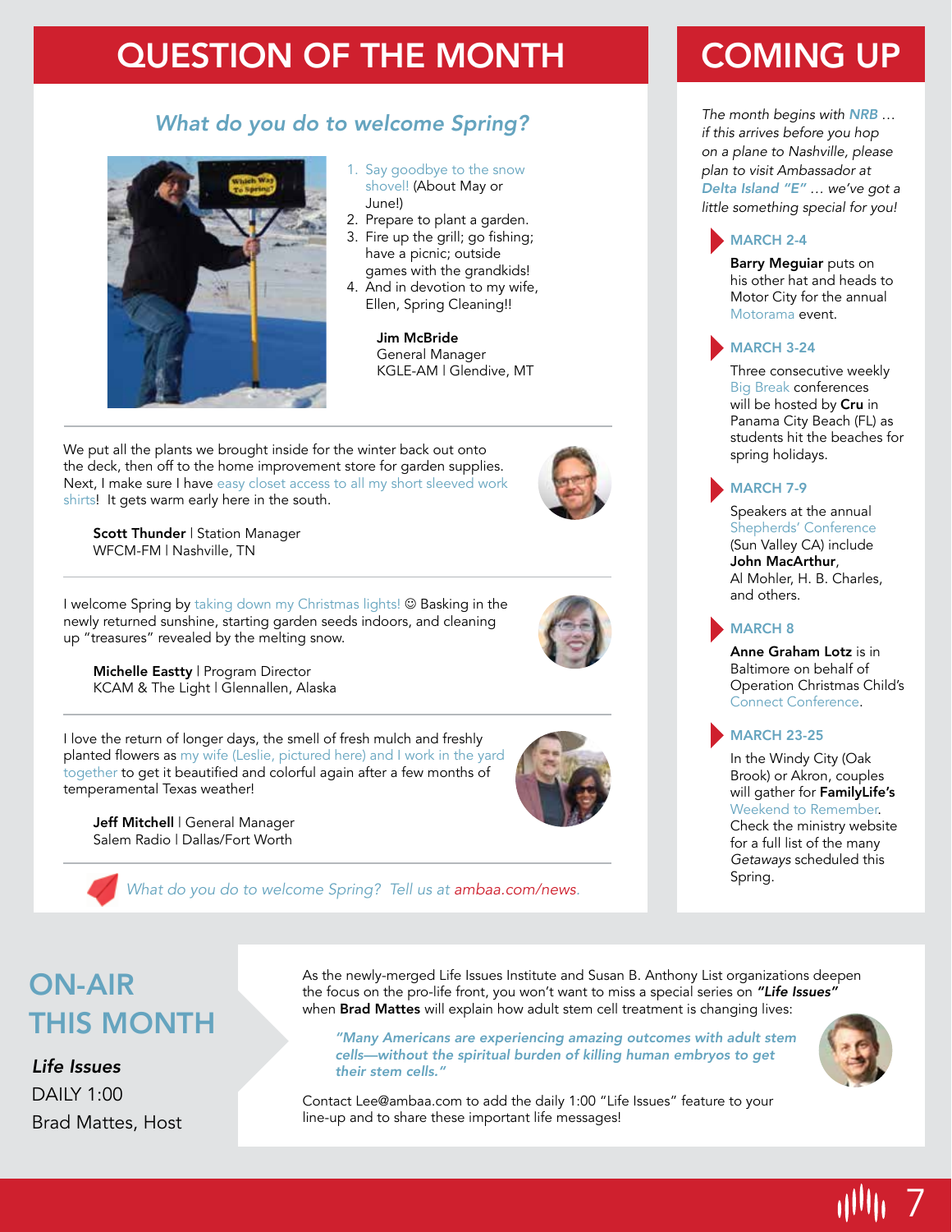# QUESTION OF THE MONTH

## *What do you do to welcome Spring?*

1. Say goodbye to the snow shovel! (About May or June!)
2. Prepare to plant a garden.
3. Fire up the grill; go fishing; have a picnic; outside games with the grandkids!
4. And in devotion to my wife, Ellen, Spring Cleaning!!

**Jim McBride**
General Manager
KGLE-AM | Glendive, MT

---

We put all the plants we brought inside for the winter back out onto the deck, then off to the home improvement store for garden supplies. Next, I make sure I have easy closet access to all my short sleeved work shirts! It gets warm early here in the south.

**Scott Thunder** | Station Manager
WFCM-FM | Nashville, TN

---

I welcome Spring by taking down my Christmas lights! ☺ Basking in the newly returned sunshine, starting garden seeds indoors, and cleaning up "treasures" revealed by the melting snow.

**Michelle Eastty** | Program Director
KCAM & The Light | Glennallen, Alaska

---

I love the return of longer days, the smell of fresh mulch and freshly planted flowers as my wife (Leslie, pictured here) and I work in the yard together to get it beautified and colorful again after a few months of temperamental Texas weather!

**Jeff Mitchell** | General Manager
Salem Radio | Dallas/Fort Worth

---

*What do you do to welcome Spring? Tell us at ambaa.com/news.*

# COMING UP

*The month begins with NRB … if this arrives before you hop on a plane to Nashville, please plan to visit Ambassador at Delta Island "E" … we've got a little something special for you!*

### MARCH 2-4

**Barry Meguiar** puts on his other hat and heads to Motor City for the annual Motorama event.

### MARCH 3-24

Three consecutive weekly Big Break conferences will be hosted by **Cru** in Panama City Beach (FL) as students hit the beaches for spring holidays.

### MARCH 7-9

Speakers at the annual Shepherds' Conference (Sun Valley CA) include **John MacArthur**, Al Mohler, H. B. Charles, and others.

### MARCH 8

**Anne Graham Lotz** is in Baltimore on behalf of Operation Christmas Child's Connect Conference.

### MARCH 23-25

In the Windy City (Oak Brook) or Akron, couples will gather for **FamilyLife's** Weekend to Remember. Check the ministry website for a full list of the many *Getaways* scheduled this Spring.

# ON-AIR THIS MONTH

***Life Issues***
DAILY 1:00
Brad Mattes, Host

As the newly-merged Life Issues Institute and Susan B. Anthony List organizations deepen the focus on the pro-life front, you won't want to miss a special series on ***"Life Issues"*** when **Brad Mattes** will explain how adult stem cell treatment is changing lives:

> ***"Many Americans are experiencing amazing outcomes with adult stem cells—without the spiritual burden of killing human embryos to get their stem cells."***

Contact Lee@ambaa.com to add the daily 1:00 "Life Issues" feature to your line-up and to share these important life messages!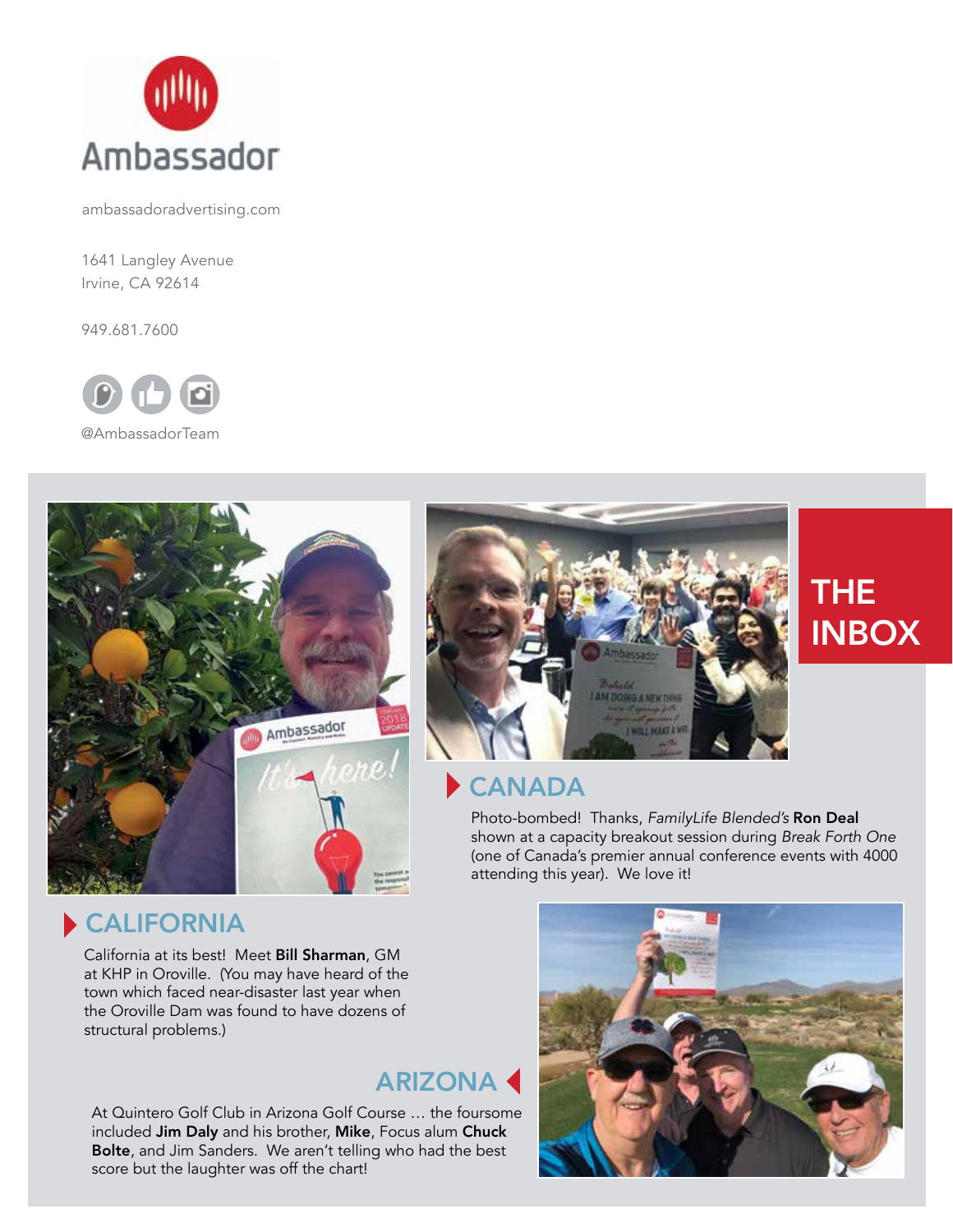Ambassador

ambassadoradvertising.com

1641 Langley Avenue
Irvine, CA 92614

949.681.7600

@AmbassadorTeam

# THE INBOX

## CANADA

Photo-bombed! Thanks, *FamilyLife Blended's* **Ron Deal** shown at a capacity breakout session during *Break Forth One* (one of Canada's premier annual conference events with 4000 attending this year). We love it!

## CALIFORNIA

California at its best! Meet **Bill Sharman**, GM at KHP in Oroville. (You may have heard of the town which faced near-disaster last year when the Oroville Dam was found to have dozens of structural problems.)

## ARIZONA

At Quintero Golf Club in Arizona Golf Course … the foursome included **Jim Daly** and his brother, **Mike**, Focus alum **Chuck Bolte**, and Jim Sanders. We aren't telling who had the best score but the laughter was off the chart!